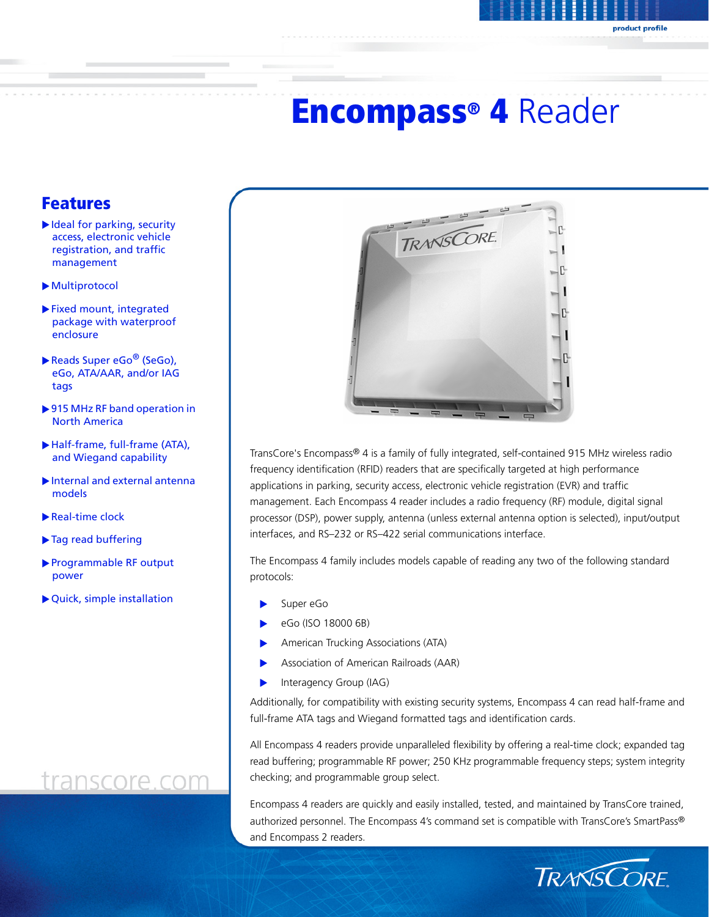product profile

# Encompass® 4 Reader

## Features

- Ideal for parking, security access, electronic vehicle registration, and traffic management
- Multiprotocol
- Fixed mount, integrated package with waterproof enclosure
- Reads Super eGo® (SeGo), eGo, ATA/AAR, and/or IAG tags
- 915 MHz RF band operation in North America
- Half-frame, full-frame (ATA), and Wiegand capability
- Internal and external antenna models
- Real-time clock
- Tag read buffering
- Programmable RF output power
- Quick, simple installation

transcore.com

TransCore's Encompass® 4 is a family of fully integrated, self-contained 915 MHz wireless radio frequency identification (RFID) readers that are specifically targeted at high performance applications in parking, security access, electronic vehicle registration (EVR) and traffic management. Each Encompass 4 reader includes a radio frequency (RF) module, digital signal processor (DSP), power supply, antenna (unless external antenna option is selected), input/output interfaces, and RS–232 or RS–422 serial communications interface.

The Encompass 4 family includes models capable of reading any two of the following standard protocols:

- Super eGo
- eGo (ISO 18000 6B)
- American Trucking Associations (ATA)
- Association of American Railroads (AAR)
- Interagency Group (IAG)

Additionally, for compatibility with existing security systems, Encompass 4 can read half-frame and full-frame ATA tags and Wiegand formatted tags and identification cards.

All Encompass 4 readers provide unparalleled flexibility by offering a real-time clock; expanded tag read buffering; programmable RF power; 250 KHz programmable frequency steps; system integrity checking; and programmable group select.

Encompass 4 readers are quickly and easily installed, tested, and maintained by TransCore trained, authorized personnel. The Encompass 4's command set is compatible with TransCore's SmartPass® and Encompass 2 readers.

TRANSCORE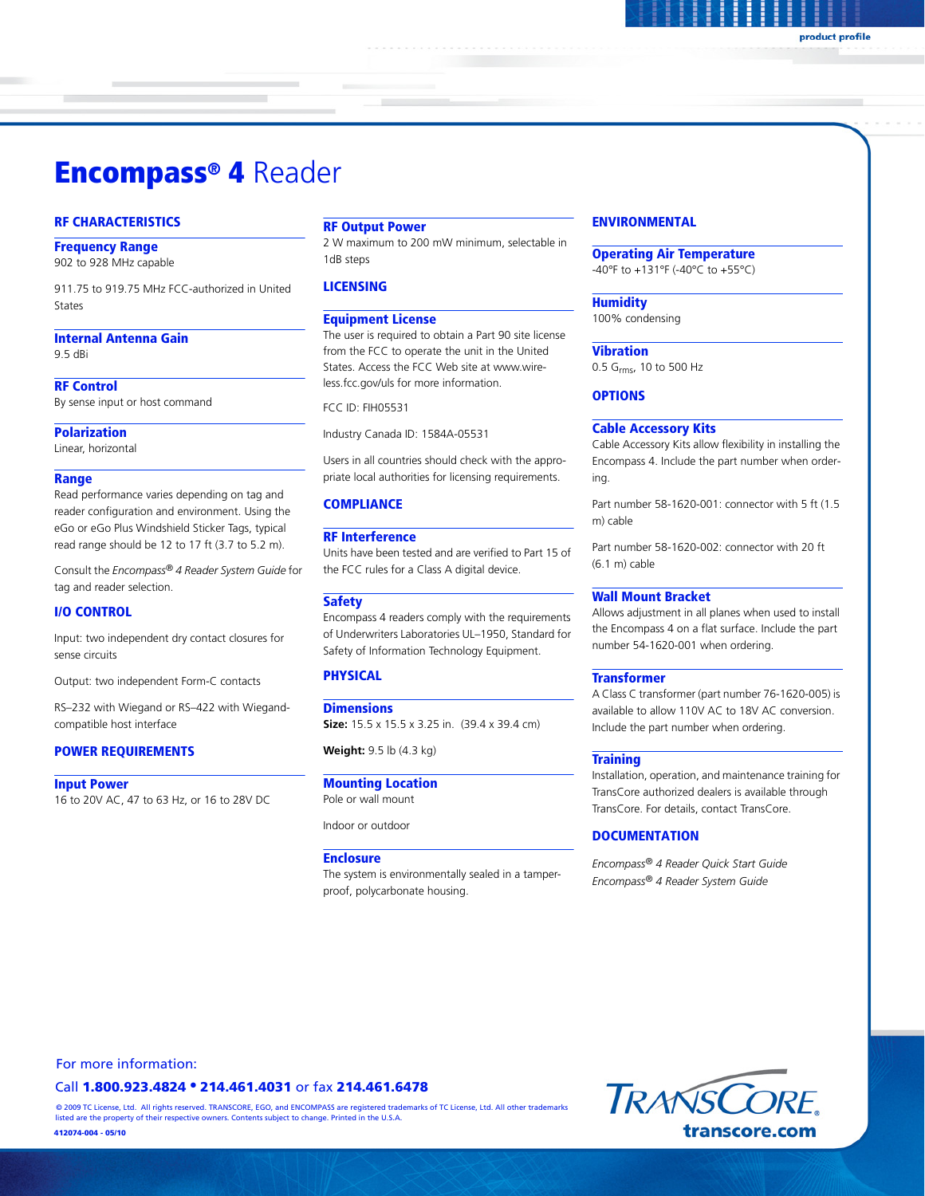# Encompass® 4 Reader

## RF CHARACTERISTICS

### Frequency Range

902 to 928 MHz capable

911.75 to 919.75 MHz FCC-authorized in United States

### Internal Antenna Gain

9.5 dBi

### RF Control

By sense input or host command

### Polarization

Linear, horizontal

### Range

Read performance varies depending on tag and reader configuration and environment. Using the eGo or eGo Plus Windshield Sticker Tags, typical read range should be 12 to 17 ft (3.7 to 5.2 m).

Consult the *Encompass® 4 Reader System Guide* for tag and reader selection.

## I/O CONTROL

Input: two independent dry contact closures for sense circuits

Output: two independent Form-C contacts

RS–232 with Wiegand or RS–422 with Wiegand-compatible host interface

## POWER REQUIREMENTS

### Input Power

16 to 20V AC, 47 to 63 Hz, or 16 to 28V DC

### RF Output Power

2 W maximum to 200 mW minimum, selectable in 1dB steps

## LICENSING

### Equipment License

The user is required to obtain a Part 90 site license from the FCC to operate the unit in the United States. Access the FCC Web site at www.wireless.fcc.gov/uls for more information.

FCC ID: FIH05531

Industry Canada ID: 1584A-05531

Users in all countries should check with the appropriate local authorities for licensing requirements.

## COMPLIANCE

### RF Interference

Units have been tested and are verified to Part 15 of the FCC rules for a Class A digital device.

### Safety

Encompass 4 readers comply with the requirements of Underwriters Laboratories UL–1950, Standard for Safety of Information Technology Equipment.

## PHYSICAL

### Dimensions

**Size:** 15.5 x 15.5 x 3.25 in. (39.4 x 39.4 cm)

**Weight:** 9.5 lb (4.3 kg)

### Mounting Location

Pole or wall mount

Indoor or outdoor

### Enclosure

The system is environmentally sealed in a tamper-proof, polycarbonate housing.

## ENVIRONMENTAL

### Operating Air Temperature

-40°F to +131°F (-40°C to +55°C)

### Humidity

100% condensing

### Vibration

0.5 $G_{rms}$, 10 to 500 Hz

## OPTIONS

### Cable Accessory Kits

Cable Accessory Kits allow flexibility in installing the Encompass 4. Include the part number when ordering.

Part number 58-1620-001: connector with 5 ft (1.5 m) cable

Part number 58-1620-002: connector with 20 ft (6.1 m) cable

### Wall Mount Bracket

Allows adjustment in all planes when used to install the Encompass 4 on a flat surface. Include the part number 54-1620-001 when ordering.

### Transformer

A Class C transformer (part number 76-1620-005) is available to allow 110V AC to 18V AC conversion. Include the part number when ordering.

### Training

Installation, operation, and maintenance training for TransCore authorized dealers is available through TransCore. For details, contact TransCore.

## DOCUMENTATION

*Encompass® 4 Reader Quick Start Guide*
*Encompass® 4 Reader System Guide*

For more information:

Call **1.800.923.4824 • 214.461.4031** or fax **214.461.6478**

© 2009 TC License, Ltd. All rights reserved. TRANSCORE, EGO, and ENCOMPASS are registered trademarks of TC License, Ltd. All other trademarks listed are the property of their respective owners. Contents subject to change. Printed in the U.S.A.

412074-004 - 05/10

TransCore

transcore.com